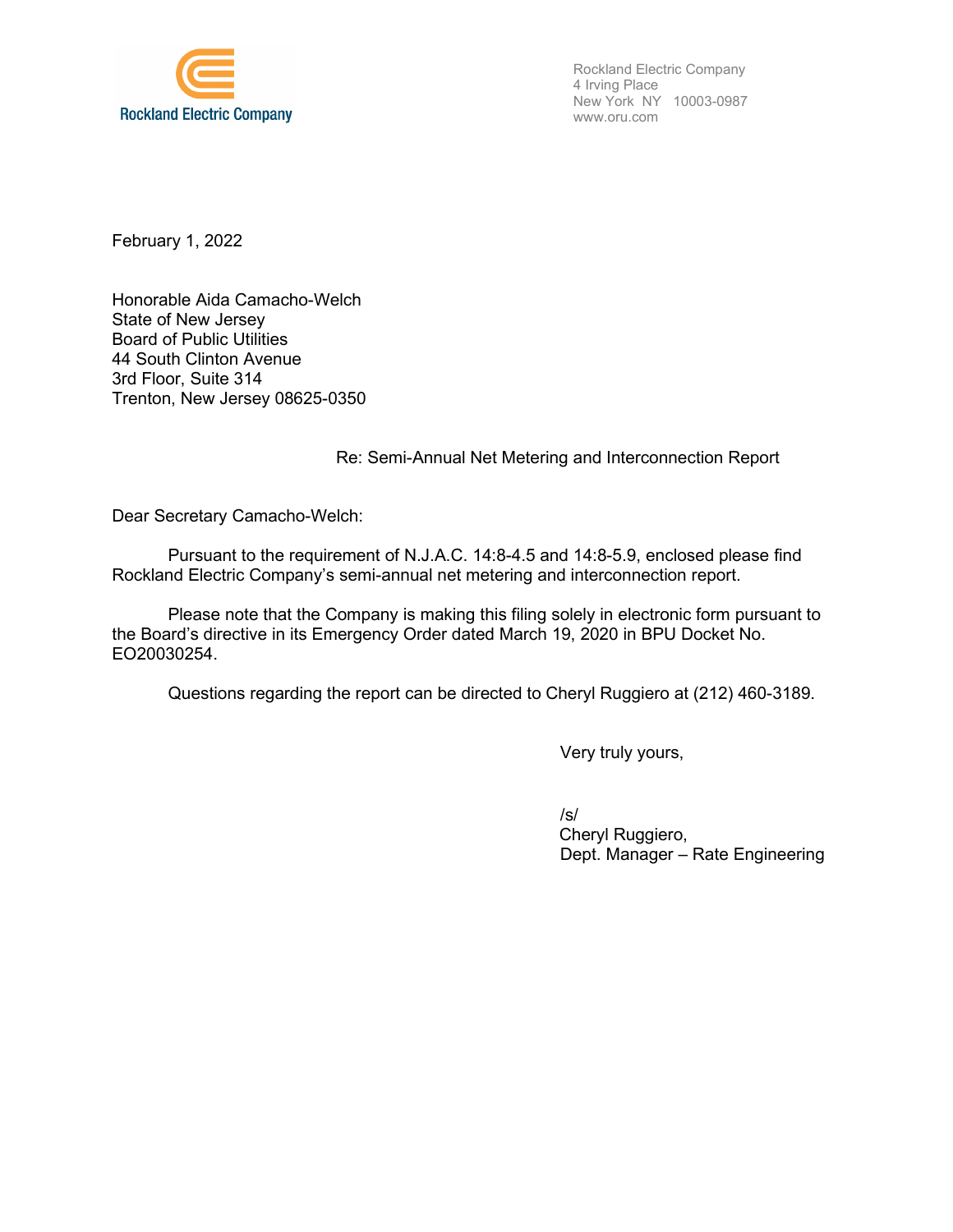Rockland Electric Company

Rockland Electric Company
4 Irving Place
New York NY 10003-0987
www.oru.com

February 1, 2022

Honorable Aida Camacho-Welch
State of New Jersey
Board of Public Utilities
44 South Clinton Avenue
3rd Floor, Suite 314
Trenton, New Jersey 08625-0350

Re: Semi-Annual Net Metering and Interconnection Report

Dear Secretary Camacho-Welch:

Pursuant to the requirement of N.J.A.C. 14:8-4.5 and 14:8-5.9, enclosed please find Rockland Electric Company's semi-annual net metering and interconnection report.

Please note that the Company is making this filing solely in electronic form pursuant to the Board's directive in its Emergency Order dated March 19, 2020 in BPU Docket No. EO20030254.

Questions regarding the report can be directed to Cheryl Ruggiero at (212) 460-3189.

Very truly yours,

/s/
Cheryl Ruggiero,
Dept. Manager – Rate Engineering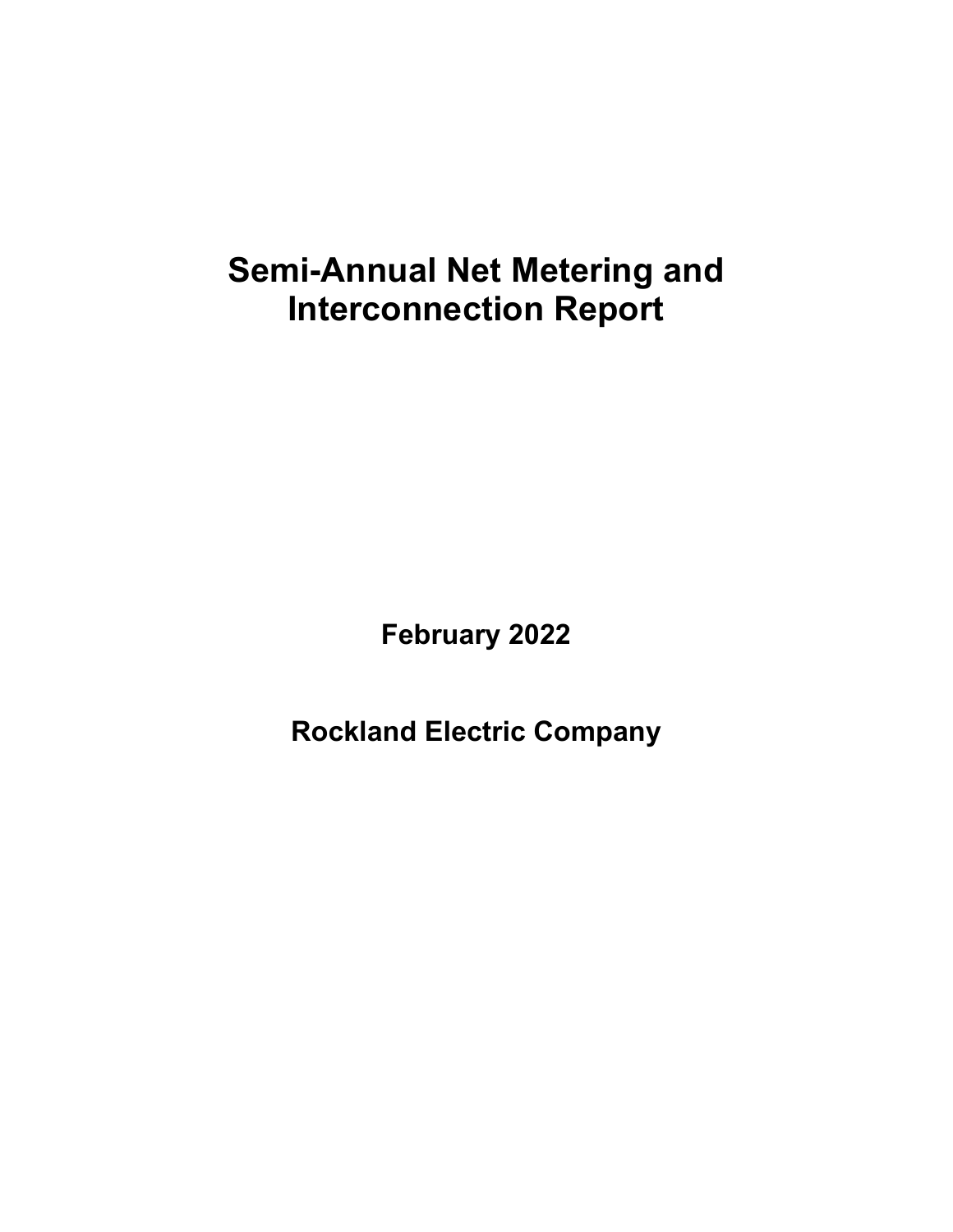# Semi-Annual Net Metering and Interconnection Report

**February 2022**

**Rockland Electric Company**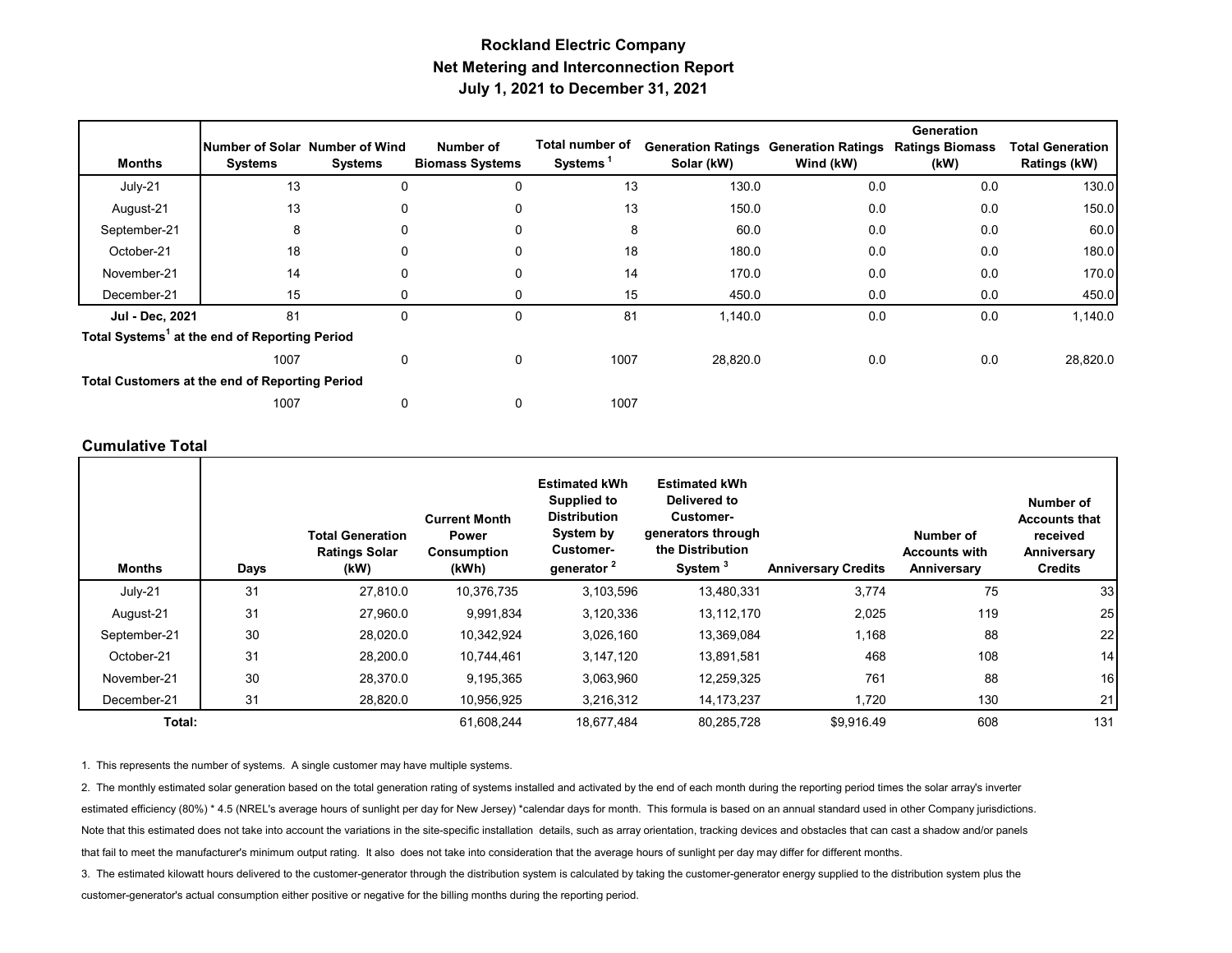# Rockland Electric Company
## Net Metering and Interconnection Report
### July 1, 2021 to December 31, 2021

| Months | Number of Solar Systems | Number of Wind Systems | Number of Biomass Systems | Total number of Systems [1] | Generation Ratings Solar (kW) | Generation Ratings Wind (kW) | Generation Ratings Biomass (kW) | Total Generation Ratings (kW) |
|---|---|---|---|---|---|---|---|---|
| July-21 | 13 | 0 | 0 | 13 | 130.0 | 0.0 | 0.0 | 130.0 |
| August-21 | 13 | 0 | 0 | 13 | 150.0 | 0.0 | 0.0 | 150.0 |
| September-21 | 8 | 0 | 0 | 8 | 60.0 | 0.0 | 0.0 | 60.0 |
| October-21 | 18 | 0 | 0 | 18 | 180.0 | 0.0 | 0.0 | 180.0 |
| November-21 | 14 | 0 | 0 | 14 | 170.0 | 0.0 | 0.0 | 170.0 |
| December-21 | 15 | 0 | 0 | 15 | 450.0 | 0.0 | 0.0 | 450.0 |
| **Jul - Dec, 2021** | 81 | 0 | 0 | 81 | 1,140.0 | 0.0 | 0.0 | 1,140.0 |
| **Total Systems[1] at the end of Reporting Period** | | | | | | | | |
| | 1007 | 0 | 0 | 1007 | 28,820.0 | 0.0 | 0.0 | 28,820.0 |
| **Total Customers at the end of Reporting Period** | | | | | | | | |
| | 1007 | 0 | 0 | 1007 | | | | |

## Cumulative Total

| Months | Days | Total Generation Ratings Solar (kW) | Current Month Power Consumption (kWh) | Estimated kWh Supplied to Distribution System by Customer-generator [2] | Estimated kWh Delivered to Customer-generators through the Distribution System [3] | Anniversary Credits | Number of Accounts with Anniversary | Number of Accounts that received Anniversary Credits |
|---|---|---|---|---|---|---|---|---|
| July-21 | 31 | 27,810.0 | 10,376,735 | 3,103,596 | 13,480,331 | 3,774 | 75 | 33 |
| August-21 | 31 | 27,960.0 | 9,991,834 | 3,120,336 | 13,112,170 | 2,025 | 119 | 25 |
| September-21 | 30 | 28,020.0 | 10,342,924 | 3,026,160 | 13,369,084 | 1,168 | 88 | 22 |
| October-21 | 31 | 28,200.0 | 10,744,461 | 3,147,120 | 13,891,581 | 468 | 108 | 14 |
| November-21 | 30 | 28,370.0 | 9,195,365 | 3,063,960 | 12,259,325 | 761 | 88 | 16 |
| December-21 | 31 | 28,820.0 | 10,956,925 | 3,216,312 | 14,173,237 | 1,720 | 130 | 21 |
| **Total:** | | | 61,608,244 | 18,677,484 | 80,285,728 | $9,916.49 | 608 | 131 |

1. This represents the number of systems. A single customer may have multiple systems.

2. The monthly estimated solar generation based on the total generation rating of systems installed and activated by the end of each month during the reporting period times the solar array's inverter estimated efficiency (80%) * 4.5 (NREL's average hours of sunlight per day for New Jersey) *calendar days for month. This formula is based on an annual standard used in other Company jurisdictions. Note that this estimated does not take into account the variations in the site-specific installation details, such as array orientation, tracking devices and obstacles that can cast a shadow and/or panels that fail to meet the manufacturer's minimum output rating. It also does not take into consideration that the average hours of sunlight per day may differ for different months.

3. The estimated kilowatt hours delivered to the customer-generator through the distribution system is calculated by taking the customer-generator energy supplied to the distribution system plus the customer-generator's actual consumption either positive or negative for the billing months during the reporting period.